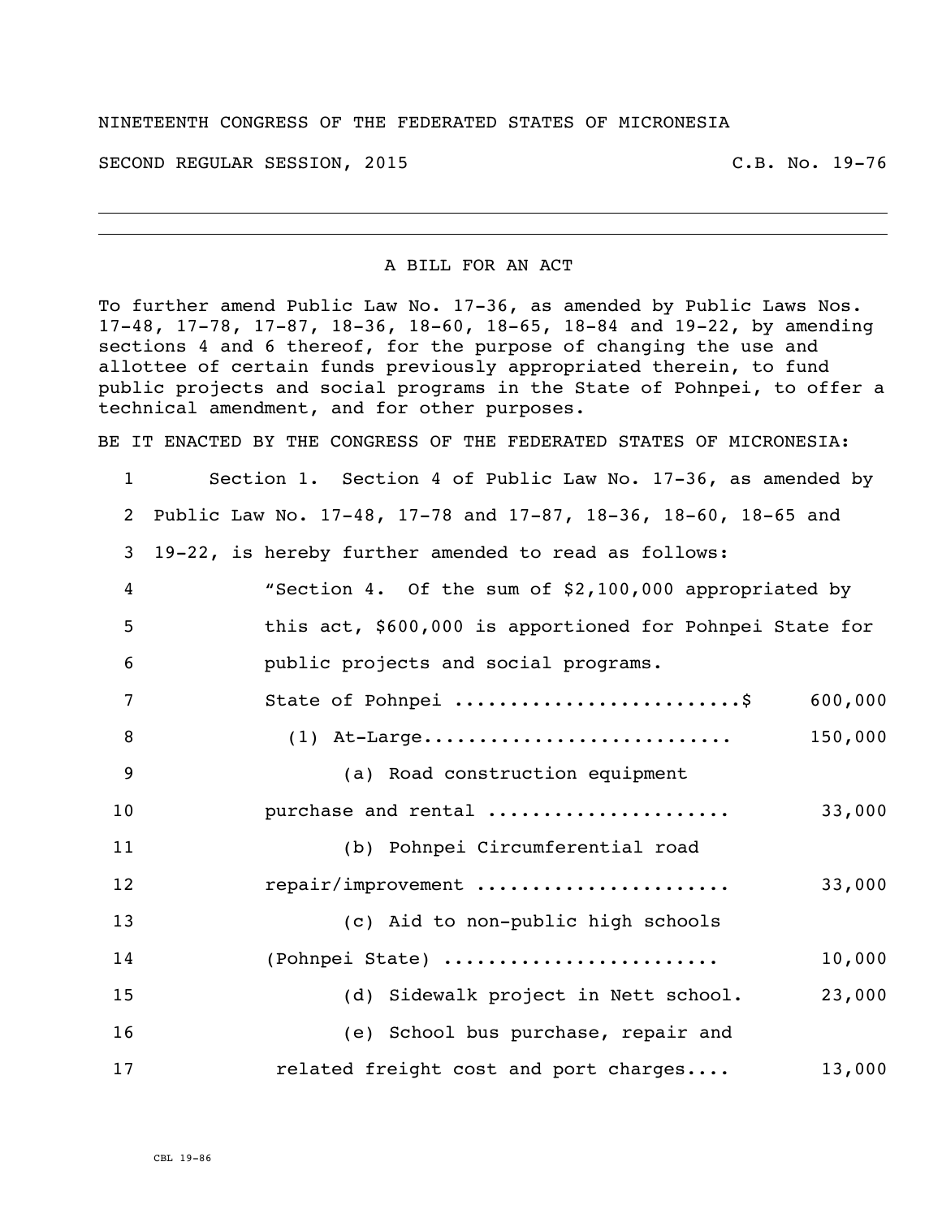NINETEENTH CONGRESS OF THE FEDERATED STATES OF MICRONESIA

SECOND REGULAR SESSION, 2015 C.B. No. 19-76

---

A BILL FOR AN ACT

To further amend Public Law No. 17-36, as amended by Public Laws Nos. 17-48, 17-78, 17-87, 18-36, 18-60, 18-65, 18-84 and 19-22, by amending sections 4 and 6 thereof, for the purpose of changing the use and allottee of certain funds previously appropriated therein, to fund public projects and social programs in the State of Pohnpei, to offer a technical amendment, and for other purposes.

BE IT ENACTED BY THE CONGRESS OF THE FEDERATED STATES OF MICRONESIA:

1 Section 1. Section 4 of Public Law No. 17-36, as amended by
2 Public Law No. 17-48, 17-78 and 17-87, 18-36, 18-60, 18-65 and
3 19-22, is hereby further amended to read as follows:
4 "Section 4. Of the sum of $2,100,000 appropriated by
5 this act, $600,000 is apportioned for Pohnpei State for
6 public projects and social programs.
7 State of Pohnpei ..........................$ 600,000
8 (1) At-Large............................ 150,000
9 (a) Road construction equipment
10 purchase and rental ...................... 33,000
11 (b) Pohnpei Circumferential road
12 repair/improvement ....................... 33,000
13 (c) Aid to non-public high schools
14 (Pohnpei State) ......................... 10,000
15 (d) Sidewalk project in Nett school. 23,000
16 (e) School bus purchase, repair and
17 related freight cost and port charges.... 13,000

CBL 19-86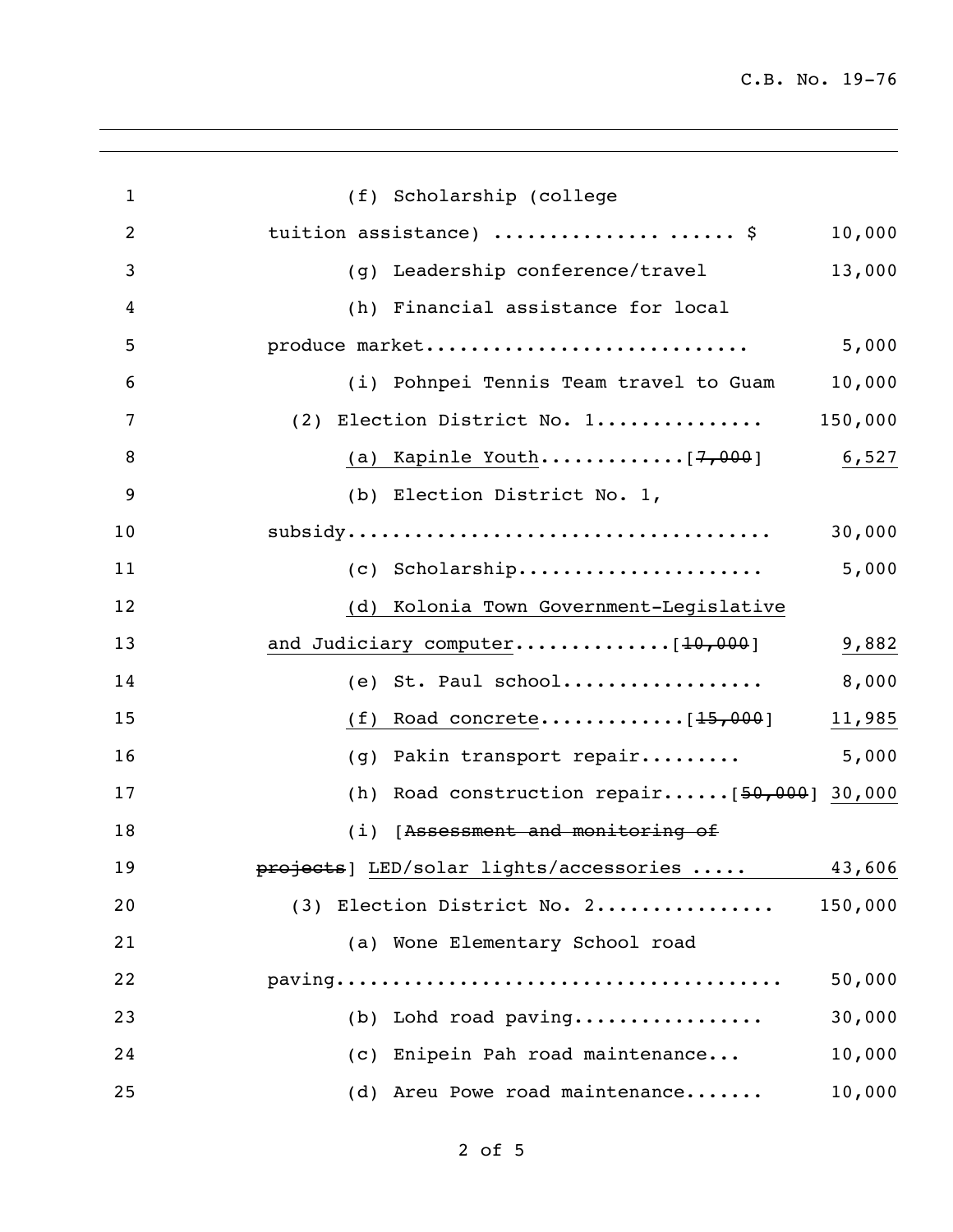(f) Scholarship (college tuition assistance) .................. $ 10,000

(g) Leadership conference/travel 13,000

(h) Financial assistance for local produce market............................ 5,000

(i) Pohnpei Tennis Team travel to Guam 10,000

(2) Election District No. 1............... 150,000

(a) Kapinle Youth.............[~~7,000~~] 6,527

(b) Election District No. 1, subsidy..................................... 30,000

(c) Scholarship..................... 5,000

(d) Kolonia Town Government-Legislative and Judiciary computer.............[~~10,000~~] 9,882

(e) St. Paul school................. 8,000

(f) Road concrete.............[~~15,000~~] 11,985

(g) Pakin transport repair......... 5,000

(h) Road construction repair......[~~50,000~~] 30,000

(i) [~~Assessment and monitoring of projects~~] LED/solar lights/accessories ..... 43,606

(3) Election District No. 2................ 150,000

(a) Wone Elementary School road paving...................................... 50,000

(b) Lohd road paving................ 30,000

(c) Enipein Pah road maintenance... 10,000

(d) Areu Powe road maintenance....... 10,000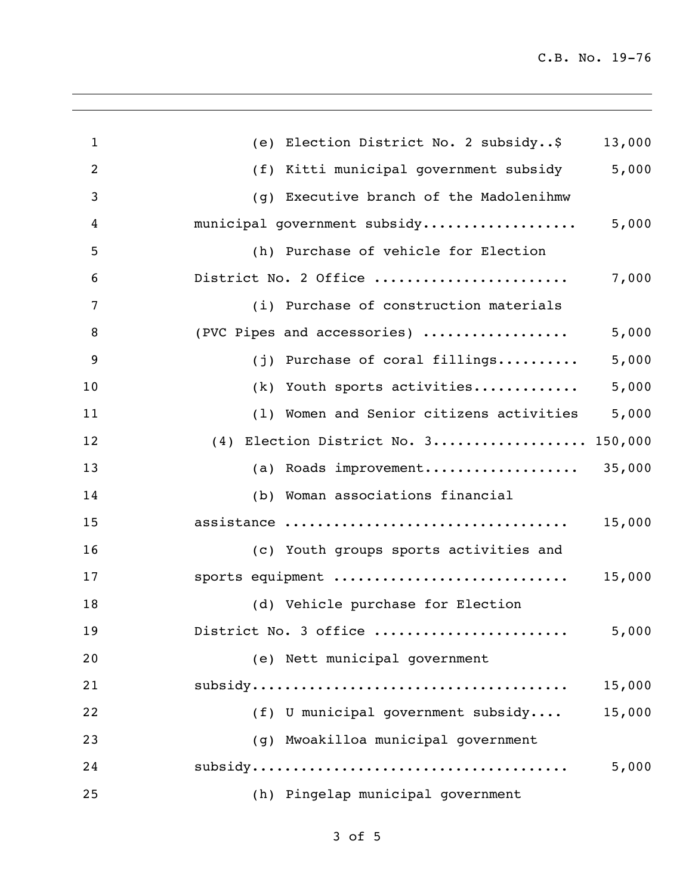(e) Election District No. 2 subsidy..$ 13,000

(f) Kitti municipal government subsidy 5,000

(g) Executive branch of the Madolenihmw municipal government subsidy.................. 5,000

(h) Purchase of vehicle for Election District No. 2 Office ....................... 7,000

(i) Purchase of construction materials (PVC Pipes and accessories) ................. 5,000

(j) Purchase of coral fillings.......... 5,000

(k) Youth sports activities............. 5,000

(l) Women and Senior citizens activities 5,000

(4) Election District No. 3.................. 150,000

(a) Roads improvement................... 35,000

(b) Woman associations financial assistance ................................. 15,000

(c) Youth groups sports activities and sports equipment ........................... 15,000

(d) Vehicle purchase for Election District No. 3 office ....................... 5,000

(e) Nett municipal government subsidy...................................... 15,000

(f) U municipal government subsidy.... 15,000

(g) Mwoakilloa municipal government subsidy...................................... 5,000

(h) Pingelap municipal government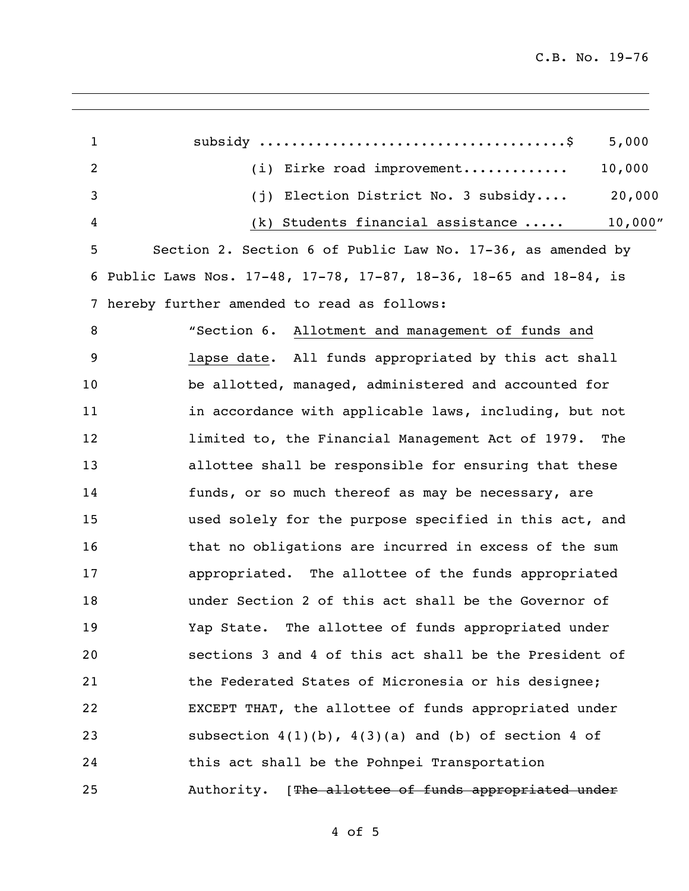subsidy ....................................$ 5,000

(i) Eirke road improvement............ 10,000

(j) Election District No. 3 subsidy.... 20,000

(k) Students financial assistance ..... 10,000"

Section 2. Section 6 of Public Law No. 17-36, as amended by Public Laws Nos. 17-48, 17-78, 17-87, 18-36, 18-65 and 18-84, is hereby further amended to read as follows:

"Section 6. Allotment and management of funds and lapse date. All funds appropriated by this act shall be allotted, managed, administered and accounted for in accordance with applicable laws, including, but not limited to, the Financial Management Act of 1979. The allottee shall be responsible for ensuring that these funds, or so much thereof as may be necessary, are used solely for the purpose specified in this act, and that no obligations are incurred in excess of the sum appropriated. The allottee of the funds appropriated under Section 2 of this act shall be the Governor of Yap State. The allottee of funds appropriated under sections 3 and 4 of this act shall be the President of the Federated States of Micronesia or his designee; EXCEPT THAT, the allottee of funds appropriated under subsection 4(1)(b), 4(3)(a) and (b) of section 4 of this act shall be the Pohnpei Transportation Authority. [~~The allottee of funds appropriated under~~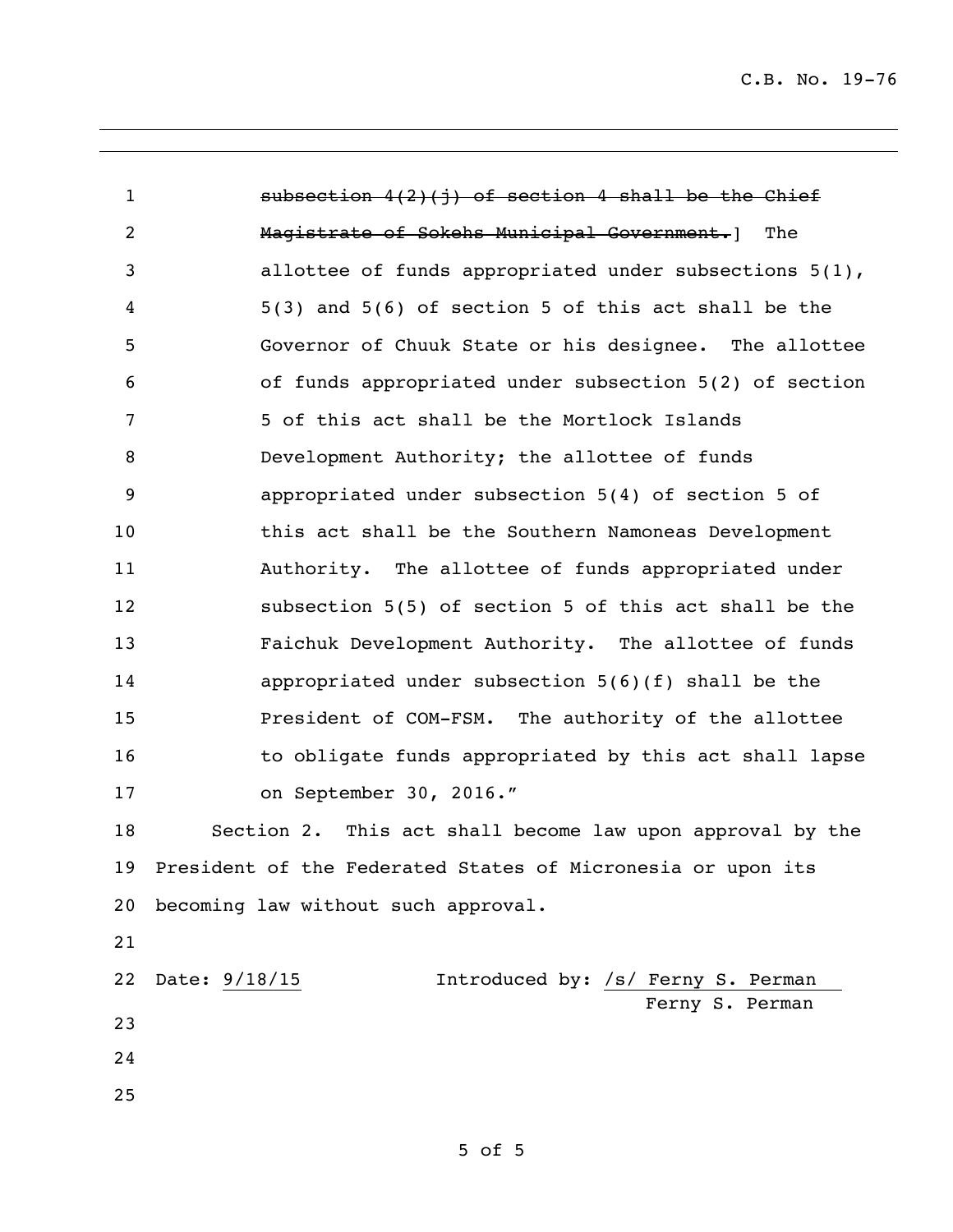~~subsection 4(2)(j) of section 4 shall be the Chief Magistrate of Sokehs Municipal Government.~~] The allottee of funds appropriated under subsections 5(1), 5(3) and 5(6) of section 5 of this act shall be the Governor of Chuuk State or his designee. The allottee of funds appropriated under subsection 5(2) of section 5 of this act shall be the Mortlock Islands Development Authority; the allottee of funds appropriated under subsection 5(4) of section 5 of this act shall be the Southern Namoneas Development Authority. The allottee of funds appropriated under subsection 5(5) of section 5 of this act shall be the Faichuk Development Authority. The allottee of funds appropriated under subsection 5(6)(f) shall be the President of COM-FSM. The authority of the allottee to obligate funds appropriated by this act shall lapse on September 30, 2016."

Section 2. This act shall become law upon approval by the President of the Federated States of Micronesia or upon its becoming law without such approval.

Date: 9/18/15

Introduced by: /s/ Ferny S. Perman
Ferny S. Perman